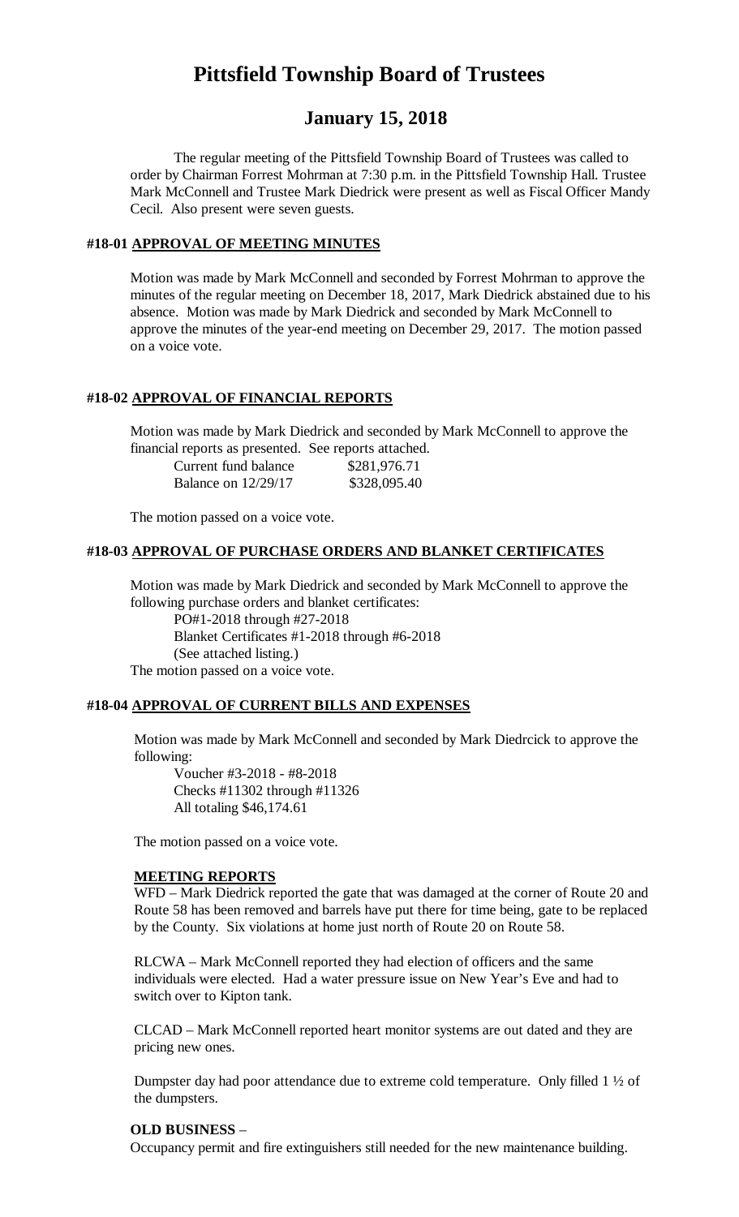# Pittsfield Township Board of Trustees

## January 15, 2018

The regular meeting of the Pittsfield Township Board of Trustees was called to order by Chairman Forrest Mohrman at 7:30 p.m. in the Pittsfield Township Hall. Trustee Mark McConnell and Trustee Mark Diedrick were present as well as Fiscal Officer Mandy Cecil. Also present were seven guests.

### #18-01 APPROVAL OF MEETING MINUTES

Motion was made by Mark McConnell and seconded by Forrest Mohrman to approve the minutes of the regular meeting on December 18, 2017, Mark Diedrick abstained due to his absence. Motion was made by Mark Diedrick and seconded by Mark McConnell to approve the minutes of the year-end meeting on December 29, 2017. The motion passed on a voice vote.

### #18-02 APPROVAL OF FINANCIAL REPORTS

Motion was made by Mark Diedrick and seconded by Mark McConnell to approve the financial reports as presented. See reports attached.

| | |
|---|---|
| Current fund balance | $281,976.71 |
| Balance on 12/29/17 | $328,095.40 |

The motion passed on a voice vote.

### #18-03 APPROVAL OF PURCHASE ORDERS AND BLANKET CERTIFICATES

Motion was made by Mark Diedrick and seconded by Mark McConnell to approve the following purchase orders and blanket certificates:

PO#1-2018 through #27-2018
Blanket Certificates #1-2018 through #6-2018
(See attached listing.)

The motion passed on a voice vote.

### #18-04 APPROVAL OF CURRENT BILLS AND EXPENSES

Motion was made by Mark McConnell and seconded by Mark Diedrcick to approve the following:

Voucher #3-2018 - #8-2018
Checks #11302 through #11326
All totaling $46,174.61

The motion passed on a voice vote.

**MEETING REPORTS**

WFD – Mark Diedrick reported the gate that was damaged at the corner of Route 20 and Route 58 has been removed and barrels have put there for time being, gate to be replaced by the County. Six violations at home just north of Route 20 on Route 58.

RLCWA – Mark McConnell reported they had election of officers and the same individuals were elected. Had a water pressure issue on New Year's Eve and had to switch over to Kipton tank.

CLCAD – Mark McConnell reported heart monitor systems are out dated and they are pricing new ones.

Dumpster day had poor attendance due to extreme cold temperature. Only filled 1 ½ of the dumpsters.

**OLD BUSINESS** –

Occupancy permit and fire extinguishers still needed for the new maintenance building.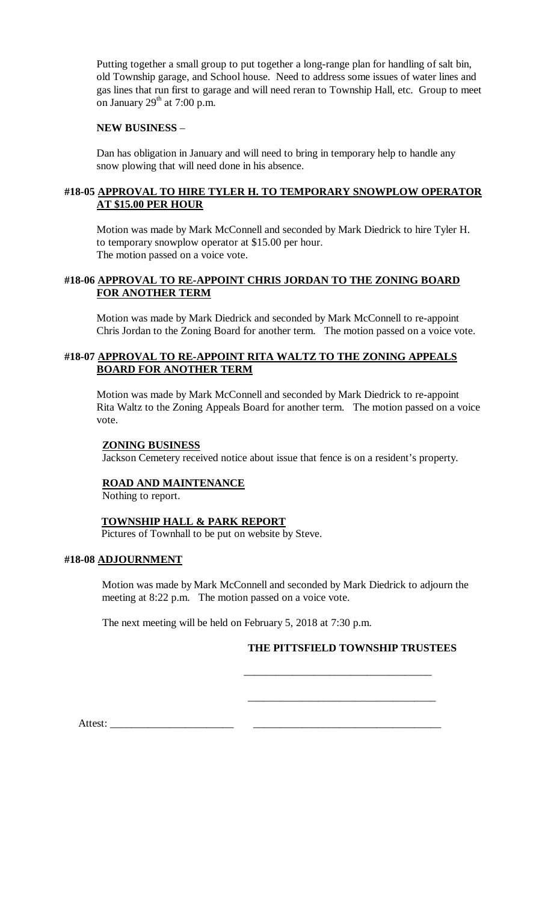Putting together a small group to put together a long-range plan for handling of salt bin, old Township garage, and School house. Need to address some issues of water lines and gas lines that run first to garage and will need reran to Township Hall, etc. Group to meet on January 29th at 7:00 p.m.

**NEW BUSINESS** –

Dan has obligation in January and will need to bring in temporary help to handle any snow plowing that will need done in his absence.

**#18-05 APPROVAL TO HIRE TYLER H. TO TEMPORARY SNOWPLOW OPERATOR AT $15.00 PER HOUR**

Motion was made by Mark McConnell and seconded by Mark Diedrick to hire Tyler H. to temporary snowplow operator at $15.00 per hour.
The motion passed on a voice vote.

**#18-06 APPROVAL TO RE-APPOINT CHRIS JORDAN TO THE ZONING BOARD FOR ANOTHER TERM**

Motion was made by Mark Diedrick and seconded by Mark McConnell to re-appoint Chris Jordan to the Zoning Board for another term. The motion passed on a voice vote.

**#18-07 APPROVAL TO RE-APPOINT RITA WALTZ TO THE ZONING APPEALS BOARD FOR ANOTHER TERM**

Motion was made by Mark McConnell and seconded by Mark Diedrick to re-appoint Rita Waltz to the Zoning Appeals Board for another term. The motion passed on a voice vote.

**ZONING BUSINESS**

Jackson Cemetery received notice about issue that fence is on a resident's property.

**ROAD AND MAINTENANCE**

Nothing to report.

**TOWNSHIP HALL & PARK REPORT**

Pictures of Townhall to be put on website by Steve.

**#18-08 ADJOURNMENT**

Motion was made by Mark McConnell and seconded by Mark Diedrick to adjourn the meeting at 8:22 p.m. The motion passed on a voice vote.

The next meeting will be held on February 5, 2018 at 7:30 p.m.

**THE PITTSFIELD TOWNSHIP TRUSTEES**

\_\_\_\_\_\_\_\_\_\_\_\_\_\_\_\_\_\_\_\_\_\_\_\_\_\_\_\_\_\_\_\_\_\_\_

\_\_\_\_\_\_\_\_\_\_\_\_\_\_\_\_\_\_\_\_\_\_\_\_\_\_\_\_\_\_\_\_\_\_\_

Attest: \_\_\_\_\_\_\_\_\_\_\_\_\_\_\_\_\_\_\_\_\_\_\_ \_\_\_\_\_\_\_\_\_\_\_\_\_\_\_\_\_\_\_\_\_\_\_\_\_\_\_\_\_\_\_\_\_\_\_